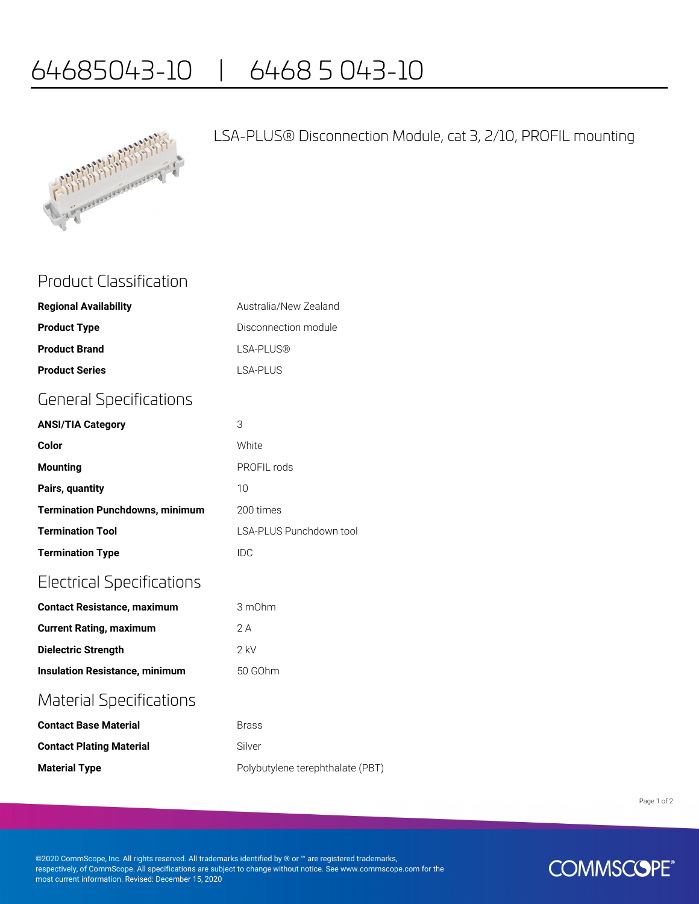# 64685043-10 | 6468 5 043-10

LSA-PLUS® Disconnection Module, cat 3, 2/10, PROFIL mounting

## Product Classification

| | |
|---|---|
| **Regional Availability** | Australia/New Zealand |
| **Product Type** | Disconnection module |
| **Product Brand** | LSA-PLUS® |
| **Product Series** | LSA-PLUS |

## General Specifications

| | |
|---|---|
| **ANSI/TIA Category** | 3 |
| **Color** | White |
| **Mounting** | PROFIL rods |
| **Pairs, quantity** | 10 |
| **Termination Punchdowns, minimum** | 200 times |
| **Termination Tool** | LSA-PLUS Punchdown tool |
| **Termination Type** | IDC |

## Electrical Specifications

| | |
|---|---|
| **Contact Resistance, maximum** | 3 mOhm |
| **Current Rating, maximum** | 2 A |
| **Dielectric Strength** | 2 kV |
| **Insulation Resistance, minimum** | 50 GOhm |

## Material Specifications

| | |
|---|---|
| **Contact Base Material** | Brass |
| **Contact Plating Material** | Silver |
| **Material Type** | Polybutylene terephthalate (PBT) |

©2020 CommScope, Inc. All rights reserved. All trademarks identified by ® or ™ are registered trademarks, respectively, of CommScope. All specifications are subject to change without notice. See www.commscope.com for the most current information. Revised: December 15, 2020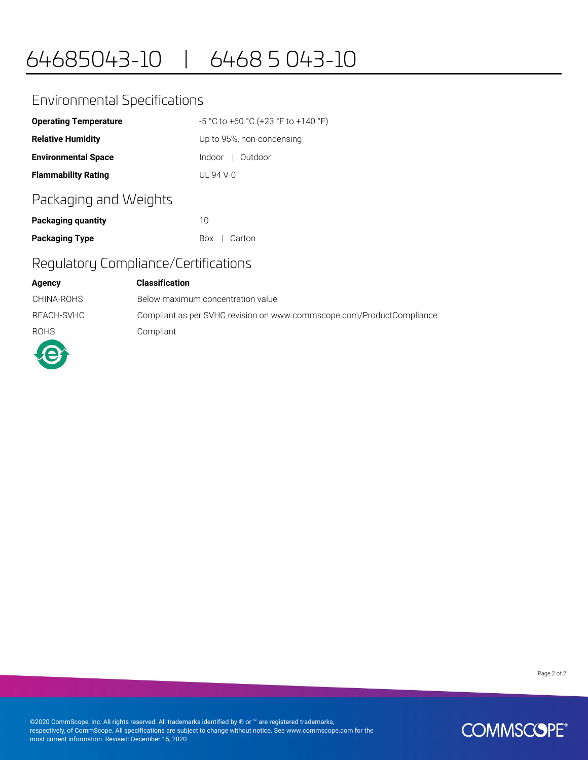# 64685043-10 | 6468 5 043-10

## Environmental Specifications

| | |
|---|---|
| **Operating Temperature** | -5 °C to +60 °C (+23 °F to +140 °F) |
| **Relative Humidity** | Up to 95%, non-condensing |
| **Environmental Space** | Indoor \| Outdoor |
| **Flammability Rating** | UL 94 V-0 |

## Packaging and Weights

| | |
|---|---|
| **Packaging quantity** | 10 |
| **Packaging Type** | Box \| Carton |

## Regulatory Compliance/Certifications

| Agency | Classification |
|---|---|
| CHINA-ROHS | Below maximum concentration value |
| REACH-SVHC | Compliant as per SVHC revision on www.commscope.com/ProductCompliance |
| ROHS | Compliant |

©2020 CommScope, Inc. All rights reserved. All trademarks identified by ® or ™ are registered trademarks, respectively, of CommScope. All specifications are subject to change without notice. See www.commscope.com for the most current information. Revised: December 15, 2020